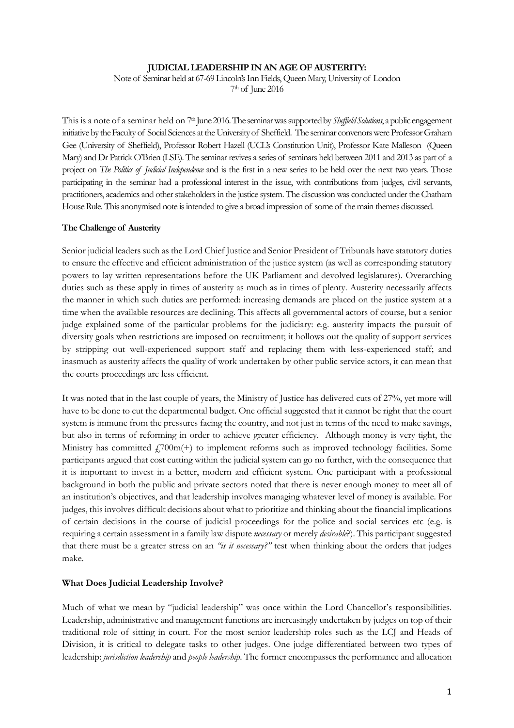**JUDICIAL LEADERSHIP IN AN AGE OF AUSTERITY:**

Note of Seminar held at 67-69 Lincoln's Inn Fields, Queen Mary, University of London

7th of June 2016

This is a note of a seminar held on 7th June 2016. The seminar was supported by *Sheffield Solutions*, a public engagement initiative by the Faculty of Social Sciences at the University of Sheffield. The seminar convenors were Professor Graham Gee (University of Sheffield), Professor Robert Hazell (UCL's Constitution Unit), Professor Kate Malleson (Queen Mary) and Dr Patrick O'Brien (LSE). The seminar revives a series of seminars held between 2011 and 2013 as part of a project on *The Politics of Judicial Independence* and is the first in a new series to be held over the next two years. Those participating in the seminar had a professional interest in the issue, with contributions from judges, civil servants, practitioners, academics and other stakeholders in the justice system. The discussion was conducted under the Chatham House Rule. This anonymised note is intended to give a broad impression of some of the main themes discussed.

**The Challenge of Austerity**

Senior judicial leaders such as the Lord Chief Justice and Senior President of Tribunals have statutory duties to ensure the effective and efficient administration of the justice system (as well as corresponding statutory powers to lay written representations before the UK Parliament and devolved legislatures). Overarching duties such as these apply in times of austerity as much as in times of plenty. Austerity necessarily affects the manner in which such duties are performed: increasing demands are placed on the justice system at a time when the available resources are declining. This affects all governmental actors of course, but a senior judge explained some of the particular problems for the judiciary: e.g. austerity impacts the pursuit of diversity goals when restrictions are imposed on recruitment; it hollows out the quality of support services by stripping out well-experienced support staff and replacing them with less-experienced staff; and inasmuch as austerity affects the quality of work undertaken by other public service actors, it can mean that the courts proceedings are less efficient.

It was noted that in the last couple of years, the Ministry of Justice has delivered cuts of 27%, yet more will have to be done to cut the departmental budget. One official suggested that it cannot be right that the court system is immune from the pressures facing the country, and not just in terms of the need to make savings, but also in terms of reforming in order to achieve greater efficiency. Although money is very tight, the Ministry has committed £700m(+) to implement reforms such as improved technology facilities. Some participants argued that cost cutting within the judicial system can go no further, with the consequence that it is important to invest in a better, modern and efficient system. One participant with a professional background in both the public and private sectors noted that there is never enough money to meet all of an institution's objectives, and that leadership involves managing whatever level of money is available. For judges, this involves difficult decisions about what to prioritize and thinking about the financial implications of certain decisions in the course of judicial proceedings for the police and social services etc (e.g. is requiring a certain assessment in a family law dispute *necessary* or merely *desirable*?). This participant suggested that there must be a greater stress on an *"is it necessary?"* test when thinking about the orders that judges make.

**What Does Judicial Leadership Involve?**

Much of what we mean by "judicial leadership" was once within the Lord Chancellor's responsibilities. Leadership, administrative and management functions are increasingly undertaken by judges on top of their traditional role of sitting in court. For the most senior leadership roles such as the LCJ and Heads of Division, it is critical to delegate tasks to other judges. One judge differentiated between two types of leadership: *jurisdiction leadership* and *people leadership*. The former encompasses the performance and allocation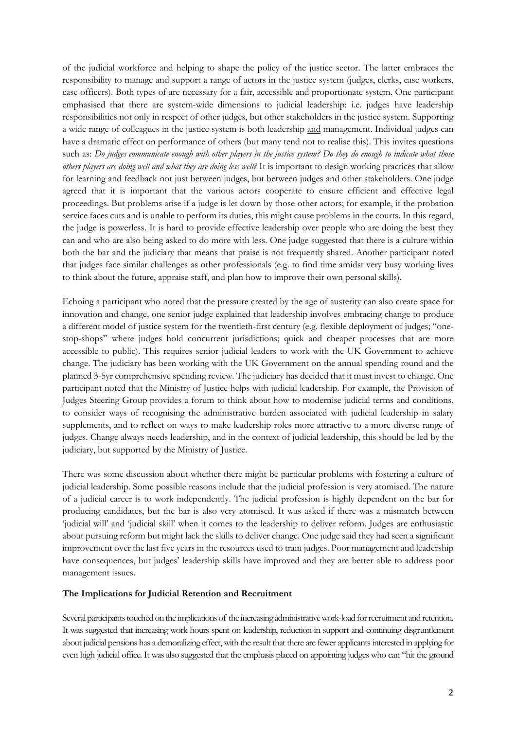of the judicial workforce and helping to shape the policy of the justice sector. The latter embraces the responsibility to manage and support a range of actors in the justice system (judges, clerks, case workers, case officers). Both types of are necessary for a fair, accessible and proportionate system. One participant emphasised that there are system-wide dimensions to judicial leadership: i.e. judges have leadership responsibilities not only in respect of other judges, but other stakeholders in the justice system. Supporting a wide range of colleagues in the justice system is both leadership <u>and</u> management. Individual judges can have a dramatic effect on performance of others (but many tend not to realise this). This invites questions such as: *Do judges communicate enough with other players in the justice system? Do they do enough to indicate what those others players are doing well and what they are doing less well?* It is important to design working practices that allow for learning and feedback not just between judges, but between judges and other stakeholders. One judge agreed that it is important that the various actors cooperate to ensure efficient and effective legal proceedings. But problems arise if a judge is let down by those other actors; for example, if the probation service faces cuts and is unable to perform its duties, this might cause problems in the courts. In this regard, the judge is powerless. It is hard to provide effective leadership over people who are doing the best they can and who are also being asked to do more with less. One judge suggested that there is a culture within both the bar and the judiciary that means that praise is not frequently shared. Another participant noted that judges face similar challenges as other professionals (e.g. to find time amidst very busy working lives to think about the future, appraise staff, and plan how to improve their own personal skills).

Echoing a participant who noted that the pressure created by the age of austerity can also create space for innovation and change, one senior judge explained that leadership involves embracing change to produce a different model of justice system for the twentieth-first century (e.g. flexible deployment of judges; "one-stop-shops" where judges hold concurrent jurisdictions; quick and cheaper processes that are more accessible to public). This requires senior judicial leaders to work with the UK Government to achieve change. The judiciary has been working with the UK Government on the annual spending round and the planned 3-5yr comprehensive spending review. The judiciary has decided that it must invest to change. One participant noted that the Ministry of Justice helps with judicial leadership. For example, the Provision of Judges Steering Group provides a forum to think about how to modernise judicial terms and conditions, to consider ways of recognising the administrative burden associated with judicial leadership in salary supplements, and to reflect on ways to make leadership roles more attractive to a more diverse range of judges. Change always needs leadership, and in the context of judicial leadership, this should be led by the judiciary, but supported by the Ministry of Justice.

There was some discussion about whether there might be particular problems with fostering a culture of judicial leadership. Some possible reasons include that the judicial profession is very atomised. The nature of a judicial career is to work independently. The judicial profession is highly dependent on the bar for producing candidates, but the bar is also very atomised. It was asked if there was a mismatch between 'judicial will' and 'judicial skill' when it comes to the leadership to deliver reform. Judges are enthusiastic about pursuing reform but might lack the skills to deliver change. One judge said they had seen a significant improvement over the last five years in the resources used to train judges. Poor management and leadership have consequences, but judges' leadership skills have improved and they are better able to address poor management issues.

**The Implications for Judicial Retention and Recruitment**

Several participants touched on the implications of the increasing administrative work-load for recruitment and retention. It was suggested that increasing work hours spent on leadership, reduction in support and continuing disgruntlement about judicial pensions has a demoralizing effect, with the result that there are fewer applicants interested in applying for even high judicial office. It was also suggested that the emphasis placed on appointing judges who can "hit the ground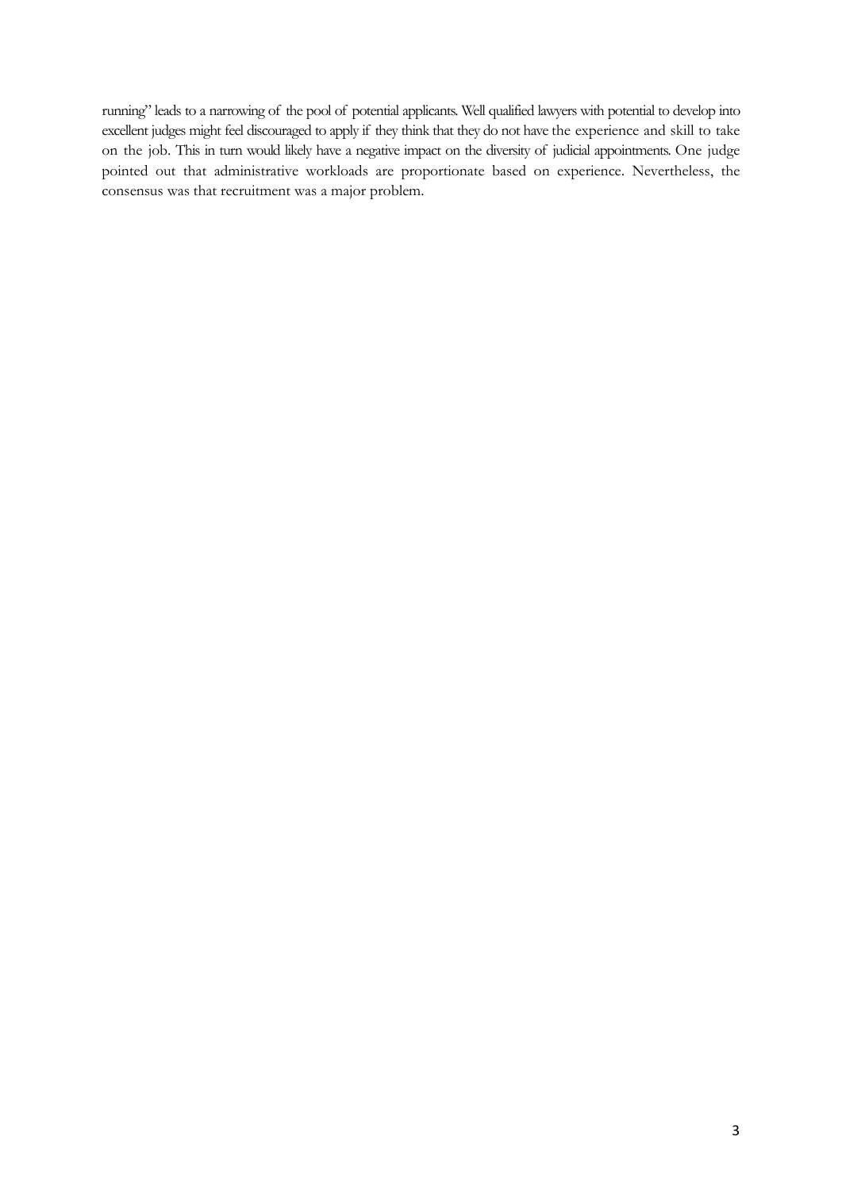running" leads to a narrowing of the pool of potential applicants. Well qualified lawyers with potential to develop into excellent judges might feel discouraged to apply if they think that they do not have the experience and skill to take on the job. This in turn would likely have a negative impact on the diversity of judicial appointments. One judge pointed out that administrative workloads are proportionate based on experience. Nevertheless, the consensus was that recruitment was a major problem.